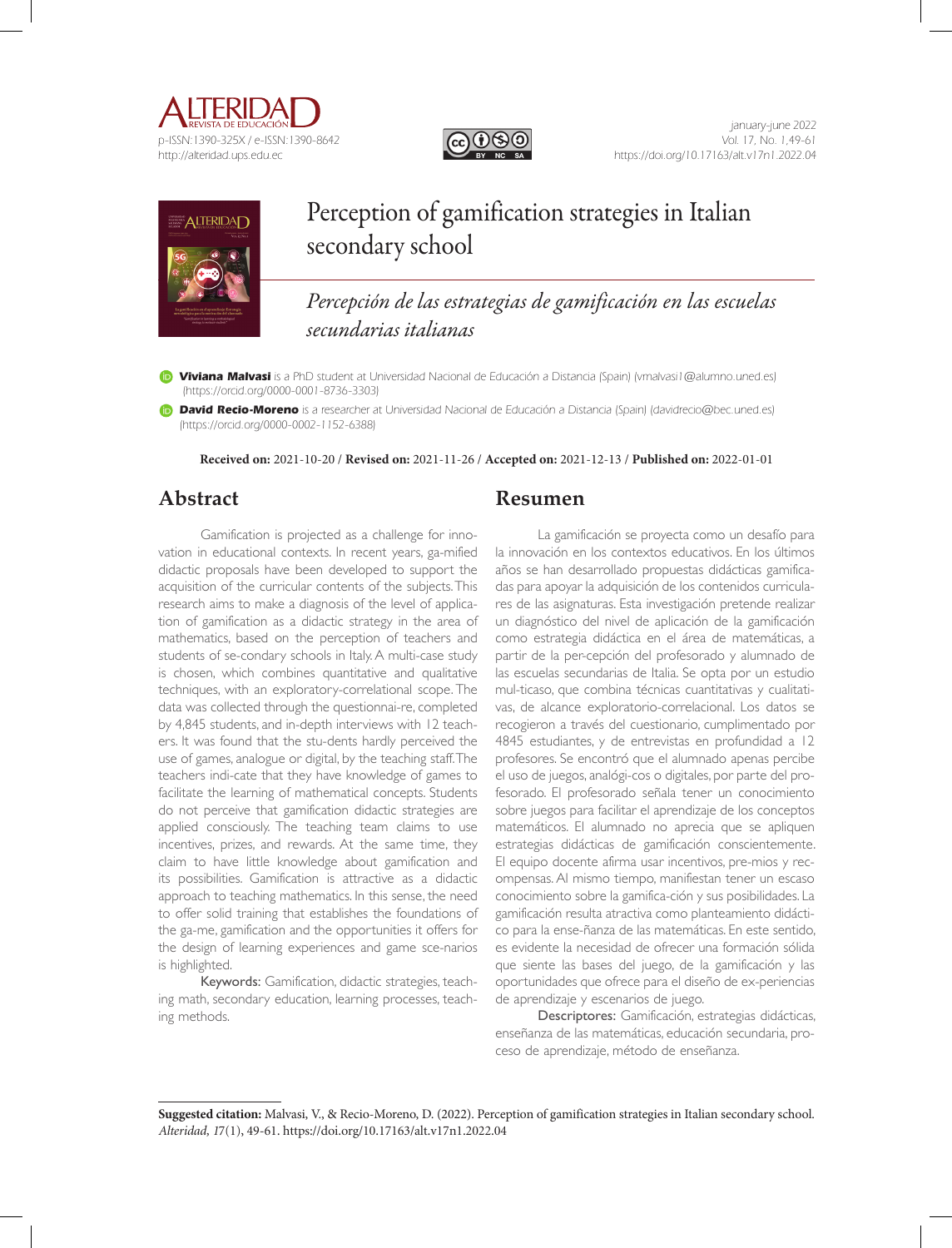# Perception of gamification strategies in Italian secondary school

*Percepción de las estrategias de gamificación en las escuelas secundarias italianas*

**Viviana Malvasi** is a PhD student at Universidad Nacional de Educación a Distancia (Spain) (vmalvasi1@alumno.uned.es) (https://orcid.org/0000-0001-8736-3303)

**David Recio-Moreno** is a researcher at Universidad Nacional de Educación a Distancia (Spain) (davidrecio@bec.uned.es) (https://orcid.org/0000-0002-1152-6388)

**Received on:** 2021-10-20 / **Revised on:** 2021-11-26 / **Accepted on:** 2021-12-13 / **Published on:** 2022-01-01

## Abstract

Gamification is projected as a challenge for innovation in educational contexts. In recent years, ga-mified didactic proposals have been developed to support the acquisition of the curricular contents of the subjects. This research aims to make a diagnosis of the level of application of gamification as a didactic strategy in the area of mathematics, based on the perception of teachers and students of se-condary schools in Italy. A multi-case study is chosen, which combines quantitative and qualitative techniques, with an exploratory-correlational scope. The data was collected through the questionnai-re, completed by 4,845 students, and in-depth interviews with 12 teachers. It was found that the stu-dents hardly perceived the use of games, analogue or digital, by the teaching staff. The teachers indi-cate that they have knowledge of games to facilitate the learning of mathematical concepts. Students do not perceive that gamification didactic strategies are applied consciously. The teaching team claims to use incentives, prizes, and rewards. At the same time, they claim to have little knowledge about gamification and its possibilities. Gamification is attractive as a didactic approach to teaching mathematics. In this sense, the need to offer solid training that establishes the foundations of the ga-me, gamification and the opportunities it offers for the design of learning experiences and game sce-narios is highlighted.

**Keywords:** Gamification, didactic strategies, teaching math, secondary education, learning processes, teaching methods.

## Resumen

La gamificación se proyecta como un desafío para la innovación en los contextos educativos. En los últimos años se han desarrollado propuestas didácticas gamificadas para apoyar la adquisición de los contenidos curriculares de las asignaturas. Esta investigación pretende realizar un diagnóstico del nivel de aplicación de la gamificación como estrategia didáctica en el área de matemáticas, a partir de la per-cepción del profesorado y alumnado de las escuelas secundarias de Italia. Se opta por un estudio mul-ticaso, que combina técnicas cuantitativas y cualitativas, de alcance exploratorio-correlacional. Los datos se recogieron a través del cuestionario, cumplimentado por 4845 estudiantes, y de entrevistas en profundidad a 12 profesores. Se encontró que el alumnado apenas percibe el uso de juegos, analógi-cos o digitales, por parte del profesorado. El profesorado señala tener un conocimiento sobre juegos para facilitar el aprendizaje de los conceptos matemáticos. El alumnado no aprecia que se apliquen estrategias didácticas de gamificación conscientemente. El equipo docente afirma usar incentivos, pre-mios y recompensas. Al mismo tiempo, manifiestan tener un escaso conocimiento sobre la gamifica-ción y sus posibilidades. La gamificación resulta atractiva como planteamiento didácti-co para la ense-ñanza de las matemáticas. En este sentido, es evidente la necesidad de ofrecer una formación sólida que siente las bases del juego, de la gamificación y las oportunidades que ofrece para el diseño de ex-periencias de aprendizaje y escenarios de juego.

**Descriptores:** Gamificación, estrategias didácticas, enseñanza de las matemáticas, educación secundaria, proceso de aprendizaje, método de enseñanza.

---

**Suggested citation:** Malvasi, V., & Recio-Moreno, D. (2022). Perception of gamification strategies in Italian secondary school. *Alteridad, 17*(1), 49-61. https://doi.org/10.17163/alt.v17n1.2022.04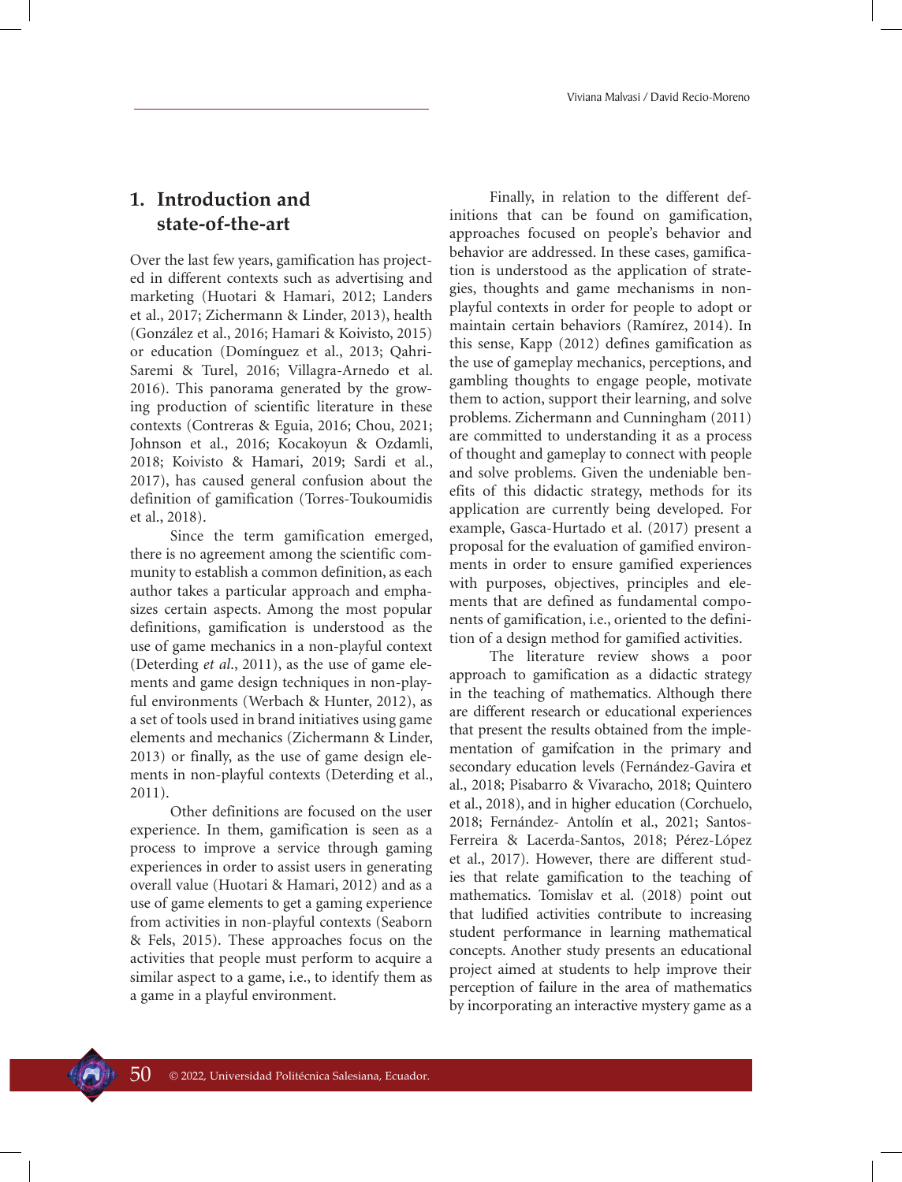## 1. Introduction and state-of-the-art

Over the last few years, gamification has projected in different contexts such as advertising and marketing (Huotari & Hamari, 2012; Landers et al., 2017; Zichermann & Linder, 2013), health (González et al., 2016; Hamari & Koivisto, 2015) or education (Domínguez et al., 2013; Qahri-Saremi & Turel, 2016; Villagra-Arnedo et al. 2016). This panorama generated by the growing production of scientific literature in these contexts (Contreras & Eguia, 2016; Chou, 2021; Johnson et al., 2016; Kocakoyun & Ozdamli, 2018; Koivisto & Hamari, 2019; Sardi et al., 2017), has caused general confusion about the definition of gamification (Torres-Toukoumidis et al., 2018).

Since the term gamification emerged, there is no agreement among the scientific community to establish a common definition, as each author takes a particular approach and emphasizes certain aspects. Among the most popular definitions, gamification is understood as the use of game mechanics in a non-playful context (Deterding *et al*., 2011), as the use of game elements and game design techniques in non-playful environments (Werbach & Hunter, 2012), as a set of tools used in brand initiatives using game elements and mechanics (Zichermann & Linder, 2013) or finally, as the use of game design elements in non-playful contexts (Deterding et al., 2011).

Other definitions are focused on the user experience. In them, gamification is seen as a process to improve a service through gaming experiences in order to assist users in generating overall value (Huotari & Hamari, 2012) and as a use of game elements to get a gaming experience from activities in non-playful contexts (Seaborn & Fels, 2015). These approaches focus on the activities that people must perform to acquire a similar aspect to a game, i.e., to identify them as a game in a playful environment.

Finally, in relation to the different definitions that can be found on gamification, approaches focused on people's behavior and behavior are addressed. In these cases, gamification is understood as the application of strategies, thoughts and game mechanisms in non-playful contexts in order for people to adopt or maintain certain behaviors (Ramírez, 2014). In this sense, Kapp (2012) defines gamification as the use of gameplay mechanics, perceptions, and gambling thoughts to engage people, motivate them to action, support their learning, and solve problems. Zichermann and Cunningham (2011) are committed to understanding it as a process of thought and gameplay to connect with people and solve problems. Given the undeniable benefits of this didactic strategy, methods for its application are currently being developed. For example, Gasca-Hurtado et al. (2017) present a proposal for the evaluation of gamified environments in order to ensure gamified experiences with purposes, objectives, principles and elements that are defined as fundamental components of gamification, i.e., oriented to the definition of a design method for gamified activities.

The literature review shows a poor approach to gamification as a didactic strategy in the teaching of mathematics. Although there are different research or educational experiences that present the results obtained from the implementation of gamifcation in the primary and secondary education levels (Fernández-Gavira et al., 2018; Pisabarro & Vivaracho, 2018; Quintero et al., 2018), and in higher education (Corchuelo, 2018; Fernández- Antolín et al., 2021; Santos-Ferreira & Lacerda-Santos, 2018; Pérez-López et al., 2017). However, there are different studies that relate gamification to the teaching of mathematics. Tomislav et al. (2018) point out that ludified activities contribute to increasing student performance in learning mathematical concepts. Another study presents an educational project aimed at students to help improve their perception of failure in the area of mathematics by incorporating an interactive mystery game as a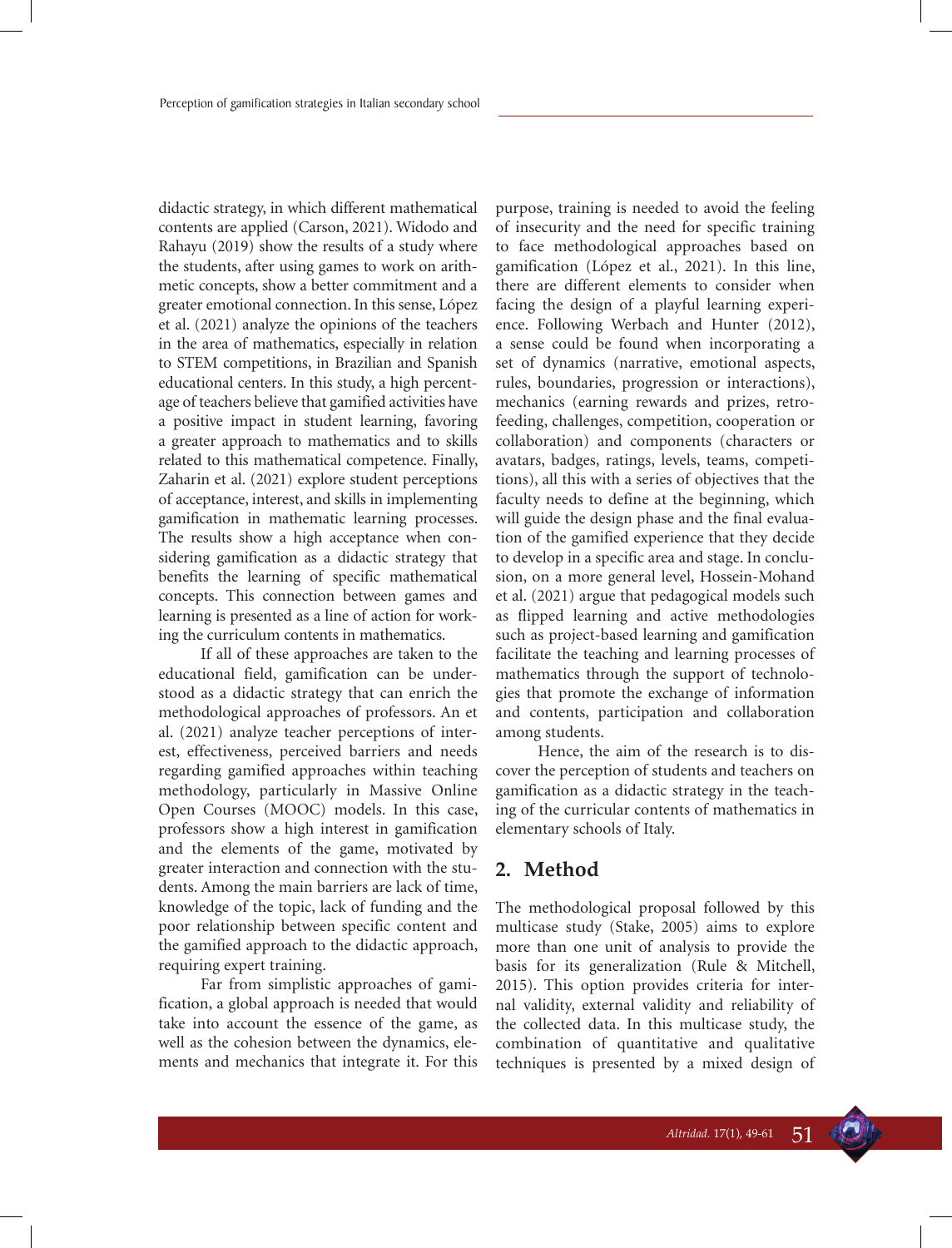didactic strategy, in which different mathematical contents are applied (Carson, 2021). Widodo and Rahayu (2019) show the results of a study where the students, after using games to work on arithmetic concepts, show a better commitment and a greater emotional connection. In this sense, López et al. (2021) analyze the opinions of the teachers in the area of mathematics, especially in relation to STEM competitions, in Brazilian and Spanish educational centers. In this study, a high percentage of teachers believe that gamified activities have a positive impact in student learning, favoring a greater approach to mathematics and to skills related to this mathematical competence. Finally, Zaharin et al. (2021) explore student perceptions of acceptance, interest, and skills in implementing gamification in mathematic learning processes. The results show a high acceptance when considering gamification as a didactic strategy that benefits the learning of specific mathematical concepts. This connection between games and learning is presented as a line of action for working the curriculum contents in mathematics.

If all of these approaches are taken to the educational field, gamification can be understood as a didactic strategy that can enrich the methodological approaches of professors. An et al. (2021) analyze teacher perceptions of interest, effectiveness, perceived barriers and needs regarding gamified approaches within teaching methodology, particularly in Massive Online Open Courses (MOOC) models. In this case, professors show a high interest in gamification and the elements of the game, motivated by greater interaction and connection with the students. Among the main barriers are lack of time, knowledge of the topic, lack of funding and the poor relationship between specific content and the gamified approach to the didactic approach, requiring expert training.

Far from simplistic approaches of gamification, a global approach is needed that would take into account the essence of the game, as well as the cohesion between the dynamics, elements and mechanics that integrate it. For this purpose, training is needed to avoid the feeling of insecurity and the need for specific training to face methodological approaches based on gamification (López et al., 2021). In this line, there are different elements to consider when facing the design of a playful learning experience. Following Werbach and Hunter (2012), a sense could be found when incorporating a set of dynamics (narrative, emotional aspects, rules, boundaries, progression or interactions), mechanics (earning rewards and prizes, retrofeeding, challenges, competition, cooperation or collaboration) and components (characters or avatars, badges, ratings, levels, teams, competitions), all this with a series of objectives that the faculty needs to define at the beginning, which will guide the design phase and the final evaluation of the gamified experience that they decide to develop in a specific area and stage. In conclusion, on a more general level, Hossein-Mohand et al. (2021) argue that pedagogical models such as flipped learning and active methodologies such as project-based learning and gamification facilitate the teaching and learning processes of mathematics through the support of technologies that promote the exchange of information and contents, participation and collaboration among students.

Hence, the aim of the research is to discover the perception of students and teachers on gamification as a didactic strategy in the teaching of the curricular contents of mathematics in elementary schools of Italy.

## 2. Method

The methodological proposal followed by this multicase study (Stake, 2005) aims to explore more than one unit of analysis to provide the basis for its generalization (Rule & Mitchell, 2015). This option provides criteria for internal validity, external validity and reliability of the collected data. In this multicase study, the combination of quantitative and qualitative techniques is presented by a mixed design of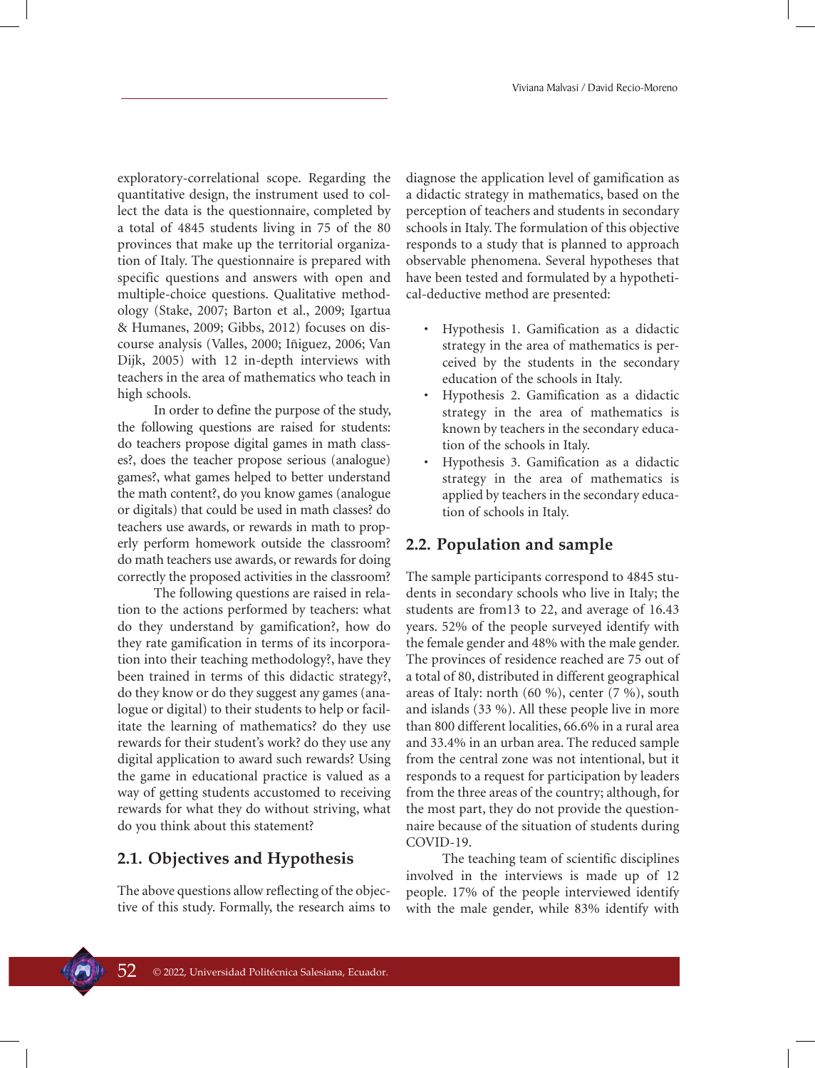exploratory-correlational scope. Regarding the quantitative design, the instrument used to collect the data is the questionnaire, completed by a total of 4845 students living in 75 of the 80 provinces that make up the territorial organization of Italy. The questionnaire is prepared with specific questions and answers with open and multiple-choice questions. Qualitative methodology (Stake, 2007; Barton et al., 2009; Igartua & Humanes, 2009; Gibbs, 2012) focuses on discourse analysis (Valles, 2000; Iñiguez, 2006; Van Dijk, 2005) with 12 in-depth interviews with teachers in the area of mathematics who teach in high schools.

In order to define the purpose of the study, the following questions are raised for students: do teachers propose digital games in math classes?, does the teacher propose serious (analogue) games?, what games helped to better understand the math content?, do you know games (analogue or digitals) that could be used in math classes? do teachers use awards, or rewards in math to properly perform homework outside the classroom? do math teachers use awards, or rewards for doing correctly the proposed activities in the classroom?

The following questions are raised in relation to the actions performed by teachers: what do they understand by gamification?, how do they rate gamification in terms of its incorporation into their teaching methodology?, have they been trained in terms of this didactic strategy?, do they know or do they suggest any games (analogue or digital) to their students to help or facilitate the learning of mathematics? do they use rewards for their student's work? do they use any digital application to award such rewards? Using the game in educational practice is valued as a way of getting students accustomed to receiving rewards for what they do without striving, what do you think about this statement?

## 2.1. Objectives and Hypothesis

The above questions allow reflecting of the objective of this study. Formally, the research aims to diagnose the application level of gamification as a didactic strategy in mathematics, based on the perception of teachers and students in secondary schools in Italy. The formulation of this objective responds to a study that is planned to approach observable phenomena. Several hypotheses that have been tested and formulated by a hypothetical-deductive method are presented:

- Hypothesis 1. Gamification as a didactic strategy in the area of mathematics is perceived by the students in the secondary education of the schools in Italy.
- Hypothesis 2. Gamification as a didactic strategy in the area of mathematics is known by teachers in the secondary education of the schools in Italy.
- Hypothesis 3. Gamification as a didactic strategy in the area of mathematics is applied by teachers in the secondary education of schools in Italy.

## 2.2. Population and sample

The sample participants correspond to 4845 students in secondary schools who live in Italy; the students are from13 to 22, and average of 16.43 years. 52% of the people surveyed identify with the female gender and 48% with the male gender. The provinces of residence reached are 75 out of a total of 80, distributed in different geographical areas of Italy: north (60 %), center (7 %), south and islands (33 %). All these people live in more than 800 different localities, 66.6% in a rural area and 33.4% in an urban area. The reduced sample from the central zone was not intentional, but it responds to a request for participation by leaders from the three areas of the country; although, for the most part, they do not provide the questionnaire because of the situation of students during COVID-19.

The teaching team of scientific disciplines involved in the interviews is made up of 12 people. 17% of the people interviewed identify with the male gender, while 83% identify with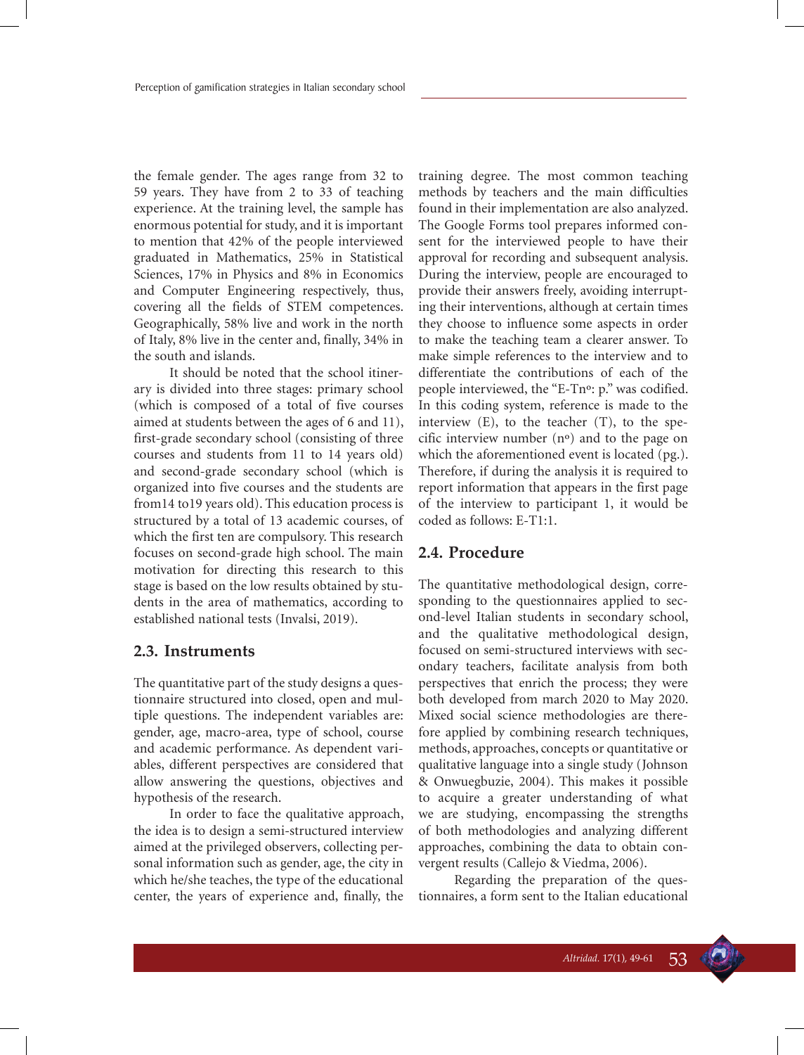the female gender. The ages range from 32 to 59 years. They have from 2 to 33 of teaching experience. At the training level, the sample has enormous potential for study, and it is important to mention that 42% of the people interviewed graduated in Mathematics, 25% in Statistical Sciences, 17% in Physics and 8% in Economics and Computer Engineering respectively, thus, covering all the fields of STEM competences. Geographically, 58% live and work in the north of Italy, 8% live in the center and, finally, 34% in the south and islands.

It should be noted that the school itinerary is divided into three stages: primary school (which is composed of a total of five courses aimed at students between the ages of 6 and 11), first-grade secondary school (consisting of three courses and students from 11 to 14 years old) and second-grade secondary school (which is organized into five courses and the students are from14 to19 years old). This education process is structured by a total of 13 academic courses, of which the first ten are compulsory. This research focuses on second-grade high school. The main motivation for directing this research to this stage is based on the low results obtained by students in the area of mathematics, according to established national tests (Invalsi, 2019).

## 2.3. Instruments

The quantitative part of the study designs a questionnaire structured into closed, open and multiple questions. The independent variables are: gender, age, macro-area, type of school, course and academic performance. As dependent variables, different perspectives are considered that allow answering the questions, objectives and hypothesis of the research.

In order to face the qualitative approach, the idea is to design a semi-structured interview aimed at the privileged observers, collecting personal information such as gender, age, the city in which he/she teaches, the type of the educational center, the years of experience and, finally, the training degree. The most common teaching methods by teachers and the main difficulties found in their implementation are also analyzed. The Google Forms tool prepares informed consent for the interviewed people to have their approval for recording and subsequent analysis. During the interview, people are encouraged to provide their answers freely, avoiding interrupting their interventions, although at certain times they choose to influence some aspects in order to make the teaching team a clearer answer. To make simple references to the interview and to differentiate the contributions of each of the people interviewed, the "E-Tnº: p." was codified. In this coding system, reference is made to the interview (E), to the teacher (T), to the specific interview number (nº) and to the page on which the aforementioned event is located (pg.). Therefore, if during the analysis it is required to report information that appears in the first page of the interview to participant 1, it would be coded as follows: E-T1:1.

## 2.4. Procedure

The quantitative methodological design, corresponding to the questionnaires applied to second-level Italian students in secondary school, and the qualitative methodological design, focused on semi-structured interviews with secondary teachers, facilitate analysis from both perspectives that enrich the process; they were both developed from march 2020 to May 2020. Mixed social science methodologies are therefore applied by combining research techniques, methods, approaches, concepts or quantitative or qualitative language into a single study (Johnson & Onwuegbuzie, 2004). This makes it possible to acquire a greater understanding of what we are studying, encompassing the strengths of both methodologies and analyzing different approaches, combining the data to obtain convergent results (Callejo & Viedma, 2006).

Regarding the preparation of the questionnaires, a form sent to the Italian educational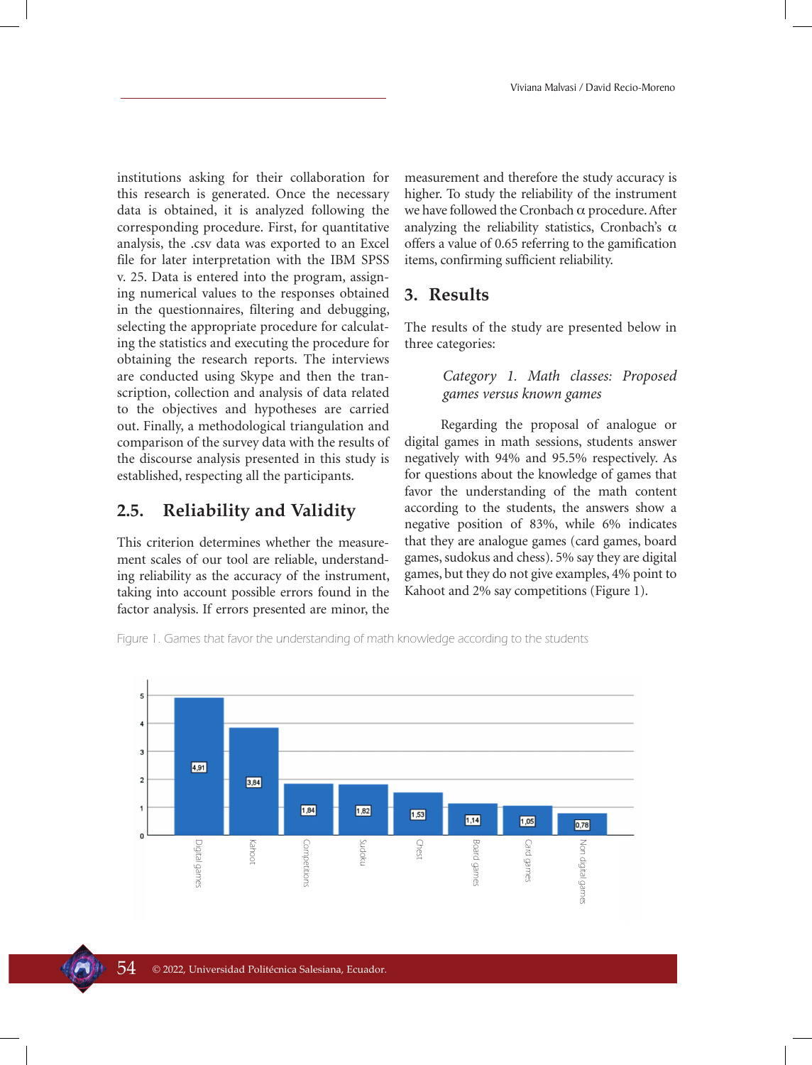institutions asking for their collaboration for this research is generated. Once the necessary data is obtained, it is analyzed following the corresponding procedure. First, for quantitative analysis, the .csv data was exported to an Excel file for later interpretation with the IBM SPSS v. 25. Data is entered into the program, assigning numerical values to the responses obtained in the questionnaires, filtering and debugging, selecting the appropriate procedure for calculating the statistics and executing the procedure for obtaining the research reports. The interviews are conducted using Skype and then the transcription, collection and analysis of data related to the objectives and hypotheses are carried out. Finally, a methodological triangulation and comparison of the survey data with the results of the discourse analysis presented in this study is established, respecting all the participants.

### 2.5. Reliability and Validity

This criterion determines whether the measurement scales of our tool are reliable, understanding reliability as the accuracy of the instrument, taking into account possible errors found in the factor analysis. If errors presented are minor, the measurement and therefore the study accuracy is higher. To study the reliability of the instrument we have followed the Cronbach $\alpha$ procedure. After analyzing the reliability statistics, Cronbach's $\alpha$ offers a value of 0.65 referring to the gamification items, confirming sufficient reliability.

## 3. Results

The results of the study are presented below in three categories:

*Category 1. Math classes: Proposed games versus known games*

Regarding the proposal of analogue or digital games in math sessions, students answer negatively with 94% and 95.5% respectively. As for questions about the knowledge of games that favor the understanding of the math content according to the students, the answers show a negative position of 83%, while 6% indicates that they are analogue games (card games, board games, sudokus and chess). 5% say they are digital games, but they do not give examples, 4% point to Kahoot and 2% say competitions (Figure 1).

Figure 1. Games that favor the understanding of math knowledge according to the students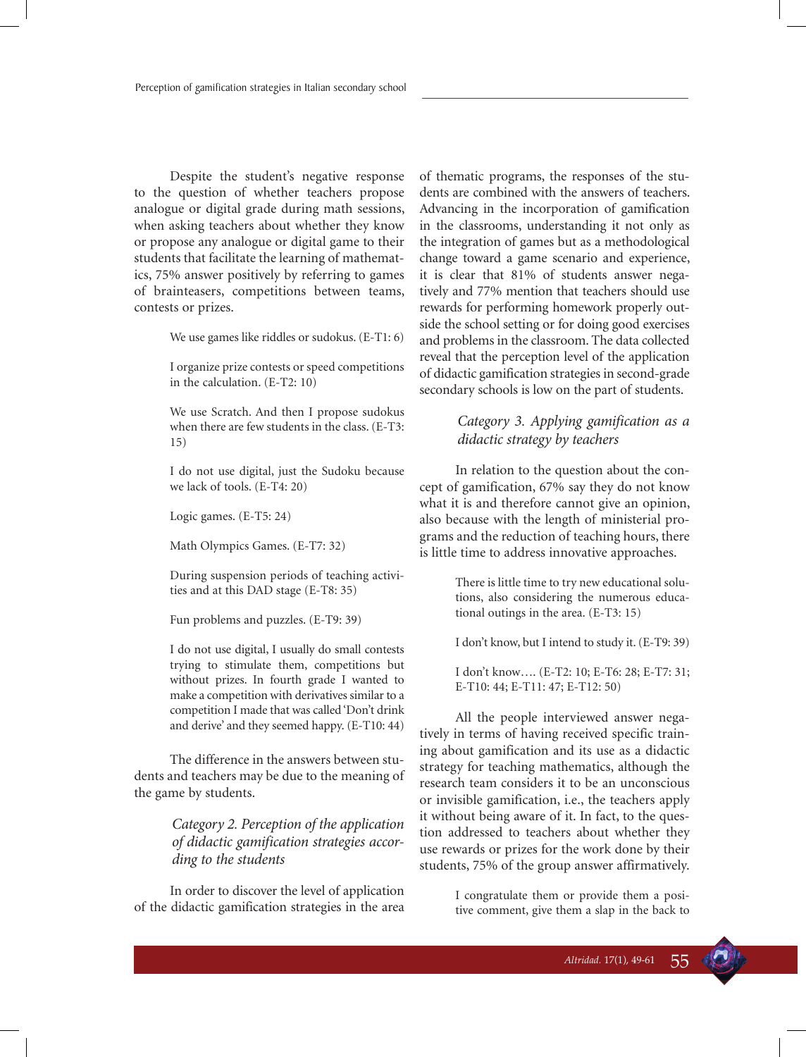Despite the student's negative response to the question of whether teachers propose analogue or digital grade during math sessions, when asking teachers about whether they know or propose any analogue or digital game to their students that facilitate the learning of mathematics, 75% answer positively by referring to games of brainteasers, competitions between teams, contests or prizes.

> We use games like riddles or sudokus. (E-T1: 6)
>
> I organize prize contests or speed competitions in the calculation. (E-T2: 10)
>
> We use Scratch. And then I propose sudokus when there are few students in the class. (E-T3: 15)
>
> I do not use digital, just the Sudoku because we lack of tools. (E-T4: 20)
>
> Logic games. (E-T5: 24)
>
> Math Olympics Games. (E-T7: 32)
>
> During suspension periods of teaching activities and at this DAD stage (E-T8: 35)
>
> Fun problems and puzzles. (E-T9: 39)
>
> I do not use digital, I usually do small contests trying to stimulate them, competitions but without prizes. In fourth grade I wanted to make a competition with derivatives similar to a competition I made that was called 'Don't drink and derive' and they seemed happy. (E-T10: 44)

The difference in the answers between students and teachers may be due to the meaning of the game by students.

### *Category 2. Perception of the application of didactic gamification strategies according to the students*

In order to discover the level of application of the didactic gamification strategies in the area of thematic programs, the responses of the students are combined with the answers of teachers. Advancing in the incorporation of gamification in the classrooms, understanding it not only as the integration of games but as a methodological change toward a game scenario and experience, it is clear that 81% of students answer negatively and 77% mention that teachers should use rewards for performing homework properly outside the school setting or for doing good exercises and problems in the classroom. The data collected reveal that the perception level of the application of didactic gamification strategies in second-grade secondary schools is low on the part of students.

### *Category 3. Applying gamification as a didactic strategy by teachers*

In relation to the question about the concept of gamification, 67% say they do not know what it is and therefore cannot give an opinion, also because with the length of ministerial programs and the reduction of teaching hours, there is little time to address innovative approaches.

> There is little time to try new educational solutions, also considering the numerous educational outings in the area. (E-T3: 15)
>
> I don't know, but I intend to study it. (E-T9: 39)
>
> I don't know…. (E-T2: 10; E-T6: 28; E-T7: 31; E-T10: 44; E-T11: 47; E-T12: 50)

All the people interviewed answer negatively in terms of having received specific training about gamification and its use as a didactic strategy for teaching mathematics, although the research team considers it to be an unconscious or invisible gamification, i.e., the teachers apply it without being aware of it. In fact, to the question addressed to teachers about whether they use rewards or prizes for the work done by their students, 75% of the group answer affirmatively.

> I congratulate them or provide them a positive comment, give them a slap in the back to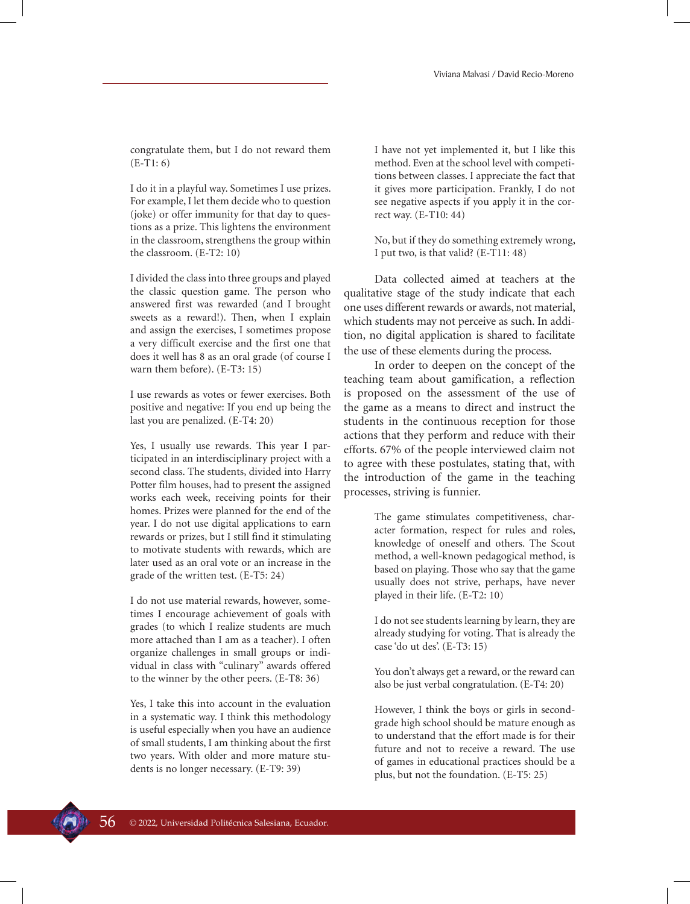congratulate them, but I do not reward them (E-T1: 6)

I do it in a playful way. Sometimes I use prizes. For example, I let them decide who to question (joke) or offer immunity for that day to questions as a prize. This lightens the environment in the classroom, strengthens the group within the classroom. (E-T2: 10)

I divided the class into three groups and played the classic question game. The person who answered first was rewarded (and I brought sweets as a reward!). Then, when I explain and assign the exercises, I sometimes propose a very difficult exercise and the first one that does it well has 8 as an oral grade (of course I warn them before). (E-T3: 15)

I use rewards as votes or fewer exercises. Both positive and negative: If you end up being the last you are penalized. (E-T4: 20)

Yes, I usually use rewards. This year I participated in an interdisciplinary project with a second class. The students, divided into Harry Potter film houses, had to present the assigned works each week, receiving points for their homes. Prizes were planned for the end of the year. I do not use digital applications to earn rewards or prizes, but I still find it stimulating to motivate students with rewards, which are later used as an oral vote or an increase in the grade of the written test. (E-T5: 24)

I do not use material rewards, however, sometimes I encourage achievement of goals with grades (to which I realize students are much more attached than I am as a teacher). I often organize challenges in small groups or individual in class with "culinary" awards offered to the winner by the other peers. (E-T8: 36)

Yes, I take this into account in the evaluation in a systematic way. I think this methodology is useful especially when you have an audience of small students, I am thinking about the first two years. With older and more mature students is no longer necessary. (E-T9: 39)

I have not yet implemented it, but I like this method. Even at the school level with competitions between classes. I appreciate the fact that it gives more participation. Frankly, I do not see negative aspects if you apply it in the correct way. (E-T10: 44)

No, but if they do something extremely wrong, I put two, is that valid? (E-T11: 48)

Data collected aimed at teachers at the qualitative stage of the study indicate that each one uses different rewards or awards, not material, which students may not perceive as such. In addition, no digital application is shared to facilitate the use of these elements during the process.

In order to deepen on the concept of the teaching team about gamification, a reflection is proposed on the assessment of the use of the game as a means to direct and instruct the students in the continuous reception for those actions that they perform and reduce with their efforts. 67% of the people interviewed claim not to agree with these postulates, stating that, with the introduction of the game in the teaching processes, striving is funnier.

> The game stimulates competitiveness, character formation, respect for rules and roles, knowledge of oneself and others. The Scout method, a well-known pedagogical method, is based on playing. Those who say that the game usually does not strive, perhaps, have never played in their life. (E-T2: 10)

> I do not see students learning by learn, they are already studying for voting. That is already the case 'do ut des'. (E-T3: 15)

> You don't always get a reward, or the reward can also be just verbal congratulation. (E-T4: 20)

> However, I think the boys or girls in second-grade high school should be mature enough as to understand that the effort made is for their future and not to receive a reward. The use of games in educational practices should be a plus, but not the foundation. (E-T5: 25)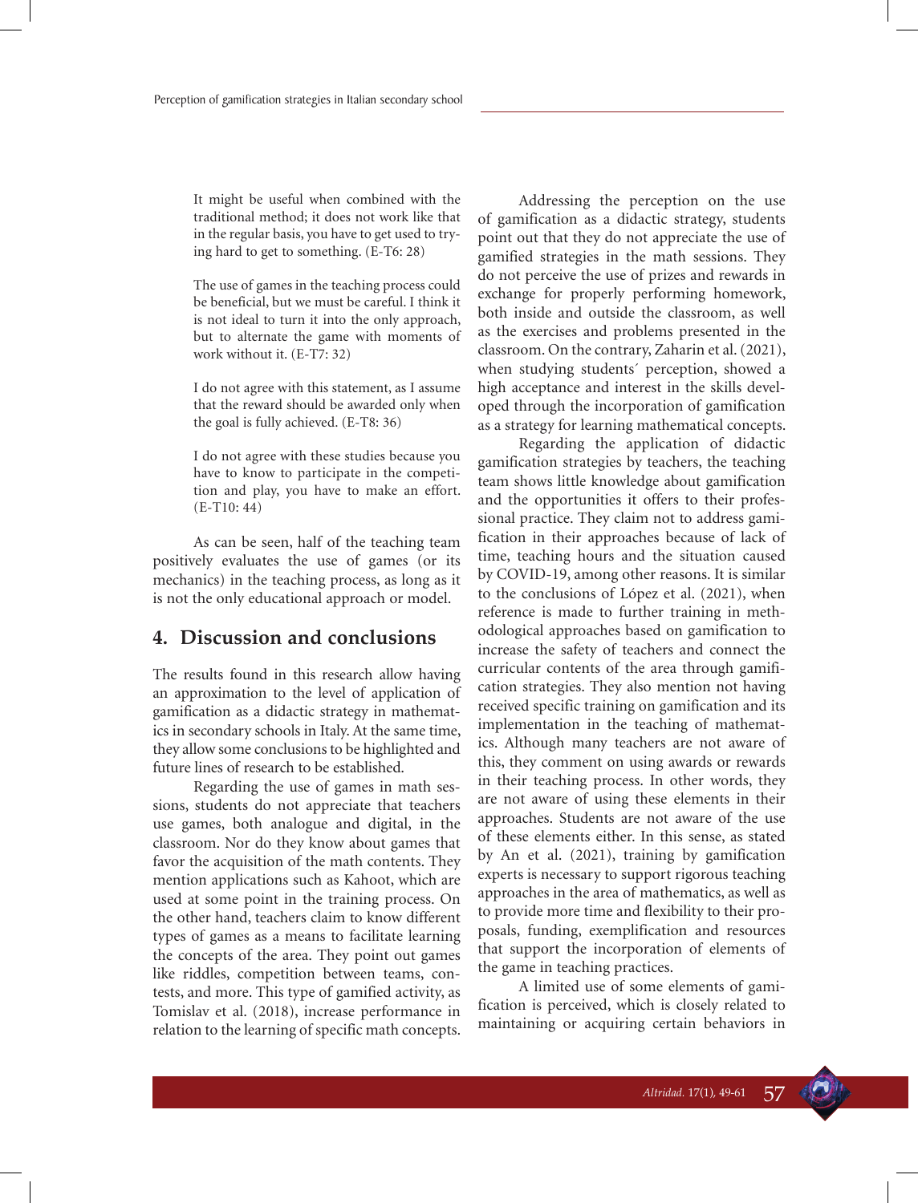> It might be useful when combined with the traditional method; it does not work like that in the regular basis, you have to get used to trying hard to get to something. (E-T6: 28)

> The use of games in the teaching process could be beneficial, but we must be careful. I think it is not ideal to turn it into the only approach, but to alternate the game with moments of work without it. (E-T7: 32)

> I do not agree with this statement, as I assume that the reward should be awarded only when the goal is fully achieved. (E-T8: 36)

> I do not agree with these studies because you have to know to participate in the competition and play, you have to make an effort. (E-T10: 44)

As can be seen, half of the teaching team positively evaluates the use of games (or its mechanics) in the teaching process, as long as it is not the only educational approach or model.

## 4. Discussion and conclusions

The results found in this research allow having an approximation to the level of application of gamification as a didactic strategy in mathematics in secondary schools in Italy. At the same time, they allow some conclusions to be highlighted and future lines of research to be established.

Regarding the use of games in math sessions, students do not appreciate that teachers use games, both analogue and digital, in the classroom. Nor do they know about games that favor the acquisition of the math contents. They mention applications such as Kahoot, which are used at some point in the training process. On the other hand, teachers claim to know different types of games as a means to facilitate learning the concepts of the area. They point out games like riddles, competition between teams, contests, and more. This type of gamified activity, as Tomislav et al. (2018), increase performance in relation to the learning of specific math concepts.

Addressing the perception on the use of gamification as a didactic strategy, students point out that they do not appreciate the use of gamified strategies in the math sessions. They do not perceive the use of prizes and rewards in exchange for properly performing homework, both inside and outside the classroom, as well as the exercises and problems presented in the classroom. On the contrary, Zaharin et al. (2021), when studying students´ perception, showed a high acceptance and interest in the skills developed through the incorporation of gamification as a strategy for learning mathematical concepts.

Regarding the application of didactic gamification strategies by teachers, the teaching team shows little knowledge about gamification and the opportunities it offers to their professional practice. They claim not to address gamification in their approaches because of lack of time, teaching hours and the situation caused by COVID-19, among other reasons. It is similar to the conclusions of López et al. (2021), when reference is made to further training in methodological approaches based on gamification to increase the safety of teachers and connect the curricular contents of the area through gamification strategies. They also mention not having received specific training on gamification and its implementation in the teaching of mathematics. Although many teachers are not aware of this, they comment on using awards or rewards in their teaching process. In other words, they are not aware of using these elements in their approaches. Students are not aware of the use of these elements either. In this sense, as stated by An et al. (2021), training by gamification experts is necessary to support rigorous teaching approaches in the area of mathematics, as well as to provide more time and flexibility to their proposals, funding, exemplification and resources that support the incorporation of elements of the game in teaching practices.

A limited use of some elements of gamification is perceived, which is closely related to maintaining or acquiring certain behaviors in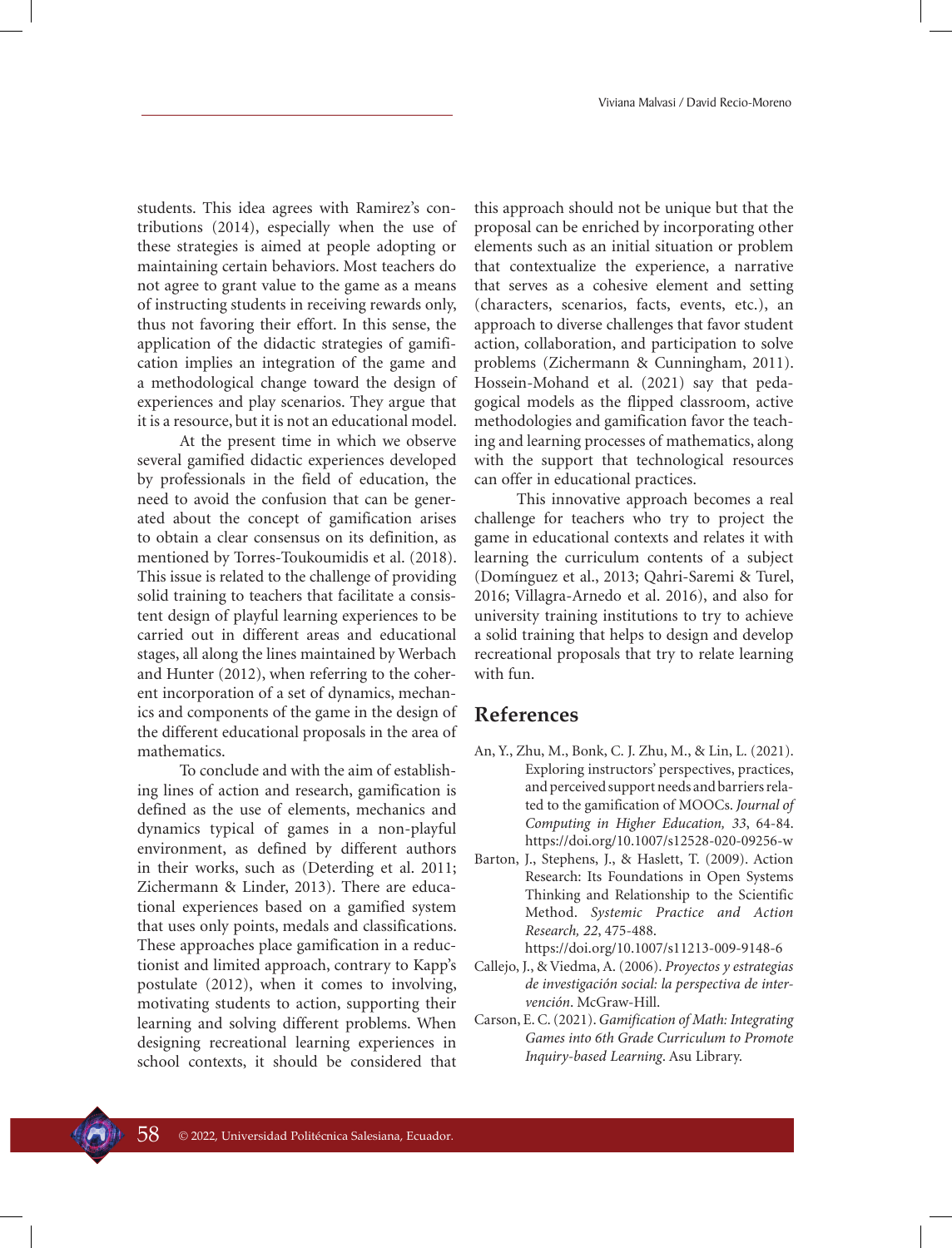students. This idea agrees with Ramirez's contributions (2014), especially when the use of these strategies is aimed at people adopting or maintaining certain behaviors. Most teachers do not agree to grant value to the game as a means of instructing students in receiving rewards only, thus not favoring their effort. In this sense, the application of the didactic strategies of gamification implies an integration of the game and a methodological change toward the design of experiences and play scenarios. They argue that it is a resource, but it is not an educational model.

At the present time in which we observe several gamified didactic experiences developed by professionals in the field of education, the need to avoid the confusion that can be generated about the concept of gamification arises to obtain a clear consensus on its definition, as mentioned by Torres-Toukoumidis et al. (2018). This issue is related to the challenge of providing solid training to teachers that facilitate a consistent design of playful learning experiences to be carried out in different areas and educational stages, all along the lines maintained by Werbach and Hunter (2012), when referring to the coherent incorporation of a set of dynamics, mechanics and components of the game in the design of the different educational proposals in the area of mathematics.

To conclude and with the aim of establishing lines of action and research, gamification is defined as the use of elements, mechanics and dynamics typical of games in a non-playful environment, as defined by different authors in their works, such as (Deterding et al. 2011; Zichermann & Linder, 2013). There are educational experiences based on a gamified system that uses only points, medals and classifications. These approaches place gamification in a reductionist and limited approach, contrary to Kapp's postulate (2012), when it comes to involving, motivating students to action, supporting their learning and solving different problems. When designing recreational learning experiences in school contexts, it should be considered that this approach should not be unique but that the proposal can be enriched by incorporating other elements such as an initial situation or problem that contextualize the experience, a narrative that serves as a cohesive element and setting (characters, scenarios, facts, events, etc.), an approach to diverse challenges that favor student action, collaboration, and participation to solve problems (Zichermann & Cunningham, 2011). Hossein-Mohand et al. (2021) say that pedagogical models as the flipped classroom, active methodologies and gamification favor the teaching and learning processes of mathematics, along with the support that technological resources can offer in educational practices.

This innovative approach becomes a real challenge for teachers who try to project the game in educational contexts and relates it with learning the curriculum contents of a subject (Domínguez et al., 2013; Qahri-Saremi & Turel, 2016; Villagra-Arnedo et al. 2016), and also for university training institutions to try to achieve a solid training that helps to design and develop recreational proposals that try to relate learning with fun.

## References

An, Y., Zhu, M., Bonk, C. J. Zhu, M., & Lin, L. (2021). Exploring instructors' perspectives, practices, and perceived support needs and barriers related to the gamification of MOOCs. *Journal of Computing in Higher Education, 33*, 64-84. https://doi.org/10.1007/s12528-020-09256-w

Barton, J., Stephens, J., & Haslett, T. (2009). Action Research: Its Foundations in Open Systems Thinking and Relationship to the Scientific Method. *Systemic Practice and Action Research, 22*, 475-488. https://doi.org/10.1007/s11213-009-9148-6

Callejo, J., & Viedma, A. (2006). *Proyectos y estrategias de investigación social: la perspectiva de intervención*. McGraw-Hill.

Carson, E. C. (2021). *Gamification of Math: Integrating Games into 6th Grade Curriculum to Promote Inquiry-based Learning*. Asu Library.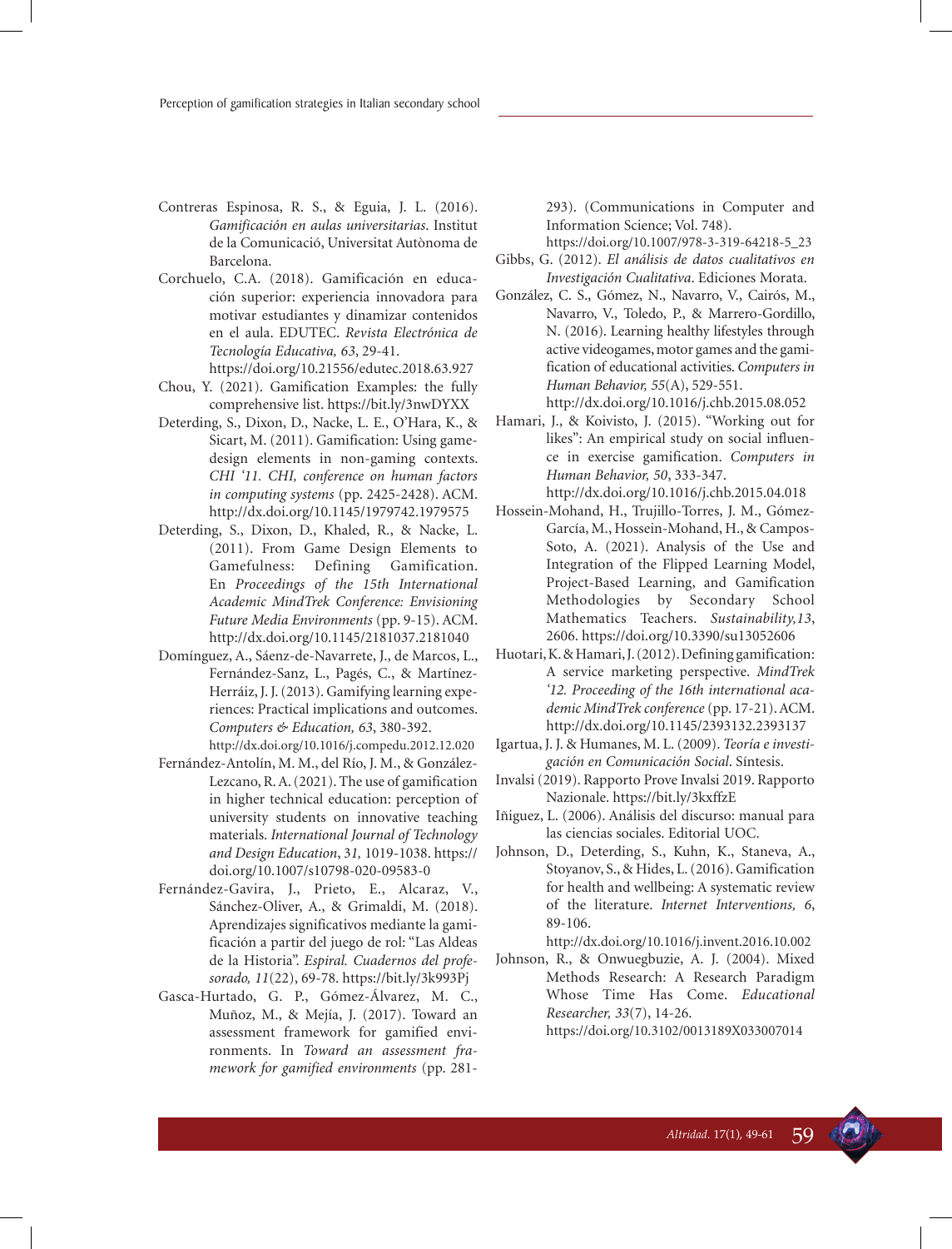Contreras Espinosa, R. S., & Eguia, J. L. (2016). *Gamificación en aulas universitarias*. Institut de la Comunicació, Universitat Autònoma de Barcelona.

Corchuelo, C.A. (2018). Gamificación en educación superior: experiencia innovadora para motivar estudiantes y dinamizar contenidos en el aula. EDUTEC. *Revista Electrónica de Tecnología Educativa, 63*, 29-41. https://doi.org/10.21556/edutec.2018.63.927

Chou, Y. (2021). Gamification Examples: the fully comprehensive list. https://bit.ly/3nwDYXX

Deterding, S., Dixon, D., Nacke, L. E., O'Hara, K., & Sicart, M. (2011). Gamification: Using game-design elements in non-gaming contexts. *CHI '11. CHI, conference on human factors in computing systems* (pp. 2425-2428). ACM. http://dx.doi.org/10.1145/1979742.1979575

Deterding, S., Dixon, D., Khaled, R., & Nacke, L. (2011). From Game Design Elements to Gamefulness: Defining Gamification. En *Proceedings of the 15th International Academic MindTrek Conference: Envisioning Future Media Environments* (pp. 9-15). ACM. http://dx.doi.org/10.1145/2181037.2181040

Domínguez, A., Sáenz-de-Navarrete, J., de Marcos, L., Fernández-Sanz, L., Pagés, C., & Martínez-Herráiz, J. J. (2013). Gamifying learning experiences: Practical implications and outcomes. *Computers & Education, 63*, 380-392. http://dx.doi.org/10.1016/j.compedu.2012.12.020

Fernández-Antolín, M. M., del Río, J. M., & González-Lezcano, R. A. (2021). The use of gamification in higher technical education: perception of university students on innovative teaching materials. *International Journal of Technology and Design Education*, 3*1,* 1019-1038. https://doi.org/10.1007/s10798-020-09583-0

Fernández-Gavira, J., Prieto, E., Alcaraz, V., Sánchez-Oliver, A., & Grimaldi, M. (2018). Aprendizajes significativos mediante la gamificación a partir del juego de rol: "Las Aldeas de la Historia". *Espiral. Cuadernos del profesorado, 11*(22), 69-78. https://bit.ly/3k993Pj

Gasca-Hurtado, G. P., Gómez-Álvarez, M. C., Muñoz, M., & Mejía, J. (2017). Toward an assessment framework for gamified environments. In *Toward an assessment framework for gamified environments* (pp. 281-293). (Communications in Computer and Information Science; Vol. 748). https://doi.org/10.1007/978-3-319-64218-5_23

Gibbs, G. (2012). *El análisis de datos cualitativos en Investigación Cualitativa*. Ediciones Morata.

González, C. S., Gómez, N., Navarro, V., Cairós, M., Navarro, V., Toledo, P., & Marrero-Gordillo, N. (2016). Learning healthy lifestyles through active videogames, motor games and the gamification of educational activities. *Computers in Human Behavior, 55*(A), 529-551. http://dx.doi.org/10.1016/j.chb.2015.08.052

Hamari, J., & Koivisto, J. (2015). "Working out for likes": An empirical study on social influence in exercise gamification. *Computers in Human Behavior, 50*, 333-347. http://dx.doi.org/10.1016/j.chb.2015.04.018

Hossein-Mohand, H., Trujillo-Torres, J. M., Gómez-García, M., Hossein-Mohand, H., & Campos-Soto, A. (2021). Analysis of the Use and Integration of the Flipped Learning Model, Project-Based Learning, and Gamification Methodologies by Secondary School Mathematics Teachers. *Sustainability,13*, 2606. https://doi.org/10.3390/su13052606

Huotari, K. & Hamari, J. (2012). Defining gamification: A service marketing perspective. *MindTrek '12. Proceeding of the 16th international academic MindTrek conference* (pp. 17-21). ACM. http://dx.doi.org/10.1145/2393132.2393137

Igartua, J. J. & Humanes, M. L. (2009). *Teoría e investigación en Comunicación Social*. Síntesis.

Invalsi (2019). Rapporto Prove Invalsi 2019. Rapporto Nazionale. https://bit.ly/3kxffzE

Iñiguez, L. (2006). Análisis del discurso: manual para las ciencias sociales. Editorial UOC.

Johnson, D., Deterding, S., Kuhn, K., Staneva, A., Stoyanov, S., & Hides, L. (2016). Gamification for health and wellbeing: A systematic review of the literature. *Internet Interventions, 6*, 89-106. http://dx.doi.org/10.1016/j.invent.2016.10.002

Johnson, R., & Onwuegbuzie, A. J. (2004). Mixed Methods Research: A Research Paradigm Whose Time Has Come. *Educational Researcher, 33*(7), 14-26. https://doi.org/10.3102/0013189X033007014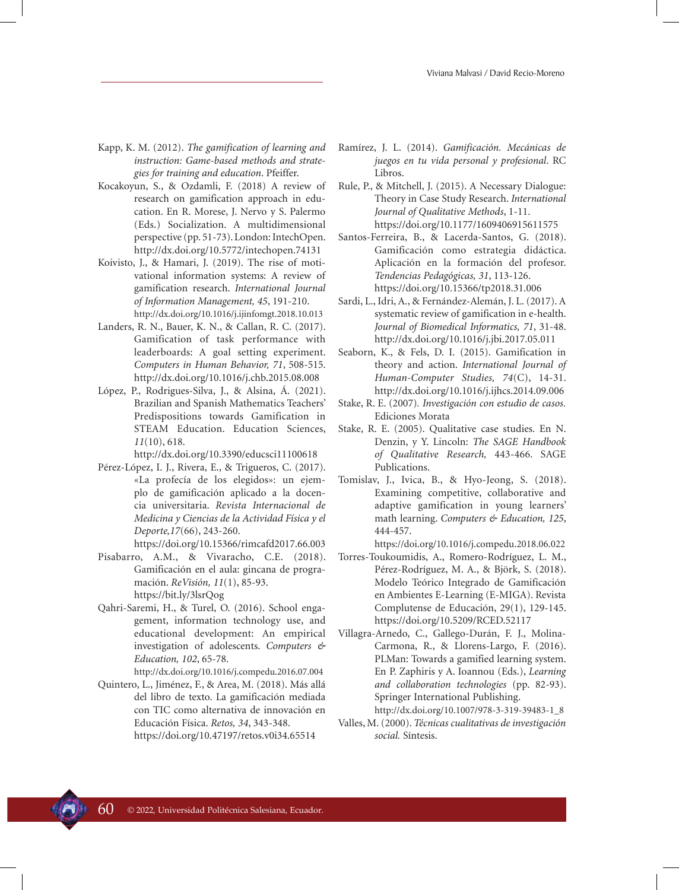Kapp, K. M. (2012). *The gamification of learning and instruction: Game-based methods and strategies for training and education*. Pfeiffer.

Kocakoyun, S., & Ozdamli, F. (2018) A review of research on gamification approach in education. En R. Morese, J. Nervo y S. Palermo (Eds.) Socialization. A multidimensional perspective (pp. 51-73). London: IntechOpen. http://dx.doi.org/10.5772/intechopen.74131

Koivisto, J., & Hamari, J. (2019). The rise of motivational information systems: A review of gamification research. *International Journal of Information Management, 45*, 191-210. http://dx.doi.org/10.1016/j.ijinfomgt.2018.10.013

Landers, R. N., Bauer, K. N., & Callan, R. C. (2017). Gamification of task performance with leaderboards: A goal setting experiment. *Computers in Human Behavior, 71*, 508-515. http://dx.doi.org/10.1016/j.chb.2015.08.008

López, P., Rodrigues-Silva, J., & Alsina, Á. (2021). Brazilian and Spanish Mathematics Teachers' Predispositions towards Gamification in STEAM Education. Education Sciences, *11*(10), 618. http://doi.org/10.3390/educsci11100618

Pérez-López, I. J., Rivera, E., & Trigueros, C. (2017). «La profecía de los elegidos»: un ejemplo de gamificación aplicado a la docencia universitaria. *Revista Internacional de Medicina y Ciencias de la Actividad Física y el Deporte,17*(66), 243-260. https://doi.org/10.15366/rimcafd2017.66.003

Pisabarro, A.M., & Vivaracho, C.E. (2018). Gamificación en el aula: gincana de programación. *ReVisión, 11*(1), 85-93. https://bit.ly/3lsrQog

Qahri-Saremi, H., & Turel, O. (2016). School engagement, information technology use, and educational development: An empirical investigation of adolescents. *Computers & Education, 102*, 65-78. http://dx.doi.org/10.1016/j.compedu.2016.07.004

Quintero, L., Jiménez, F., & Area, M. (2018). Más allá del libro de texto. La gamificación mediada con TIC como alternativa de innovación en Educación Física. *Retos, 34*, 343-348. https://doi.org/10.47197/retos.v0i34.65514

Ramírez, J. L. (2014). *Gamificación. Mecánicas de juegos en tu vida personal y profesional*. RC Libros.

Rule, P., & Mitchell, J. (2015). A Necessary Dialogue: Theory in Case Study Research. *International Journal of Qualitative Methods*, 1-11. https://doi.org/10.1177/1609406915611575

Santos-Ferreira, B., & Lacerda-Santos, G. (2018). Gamificación como estrategia didáctica. Aplicación en la formación del profesor. *Tendencias Pedagógicas, 31*, 113-126. https://doi.org/10.15366/tp2018.31.006

Sardi, L., Idri, A., & Fernández-Alemán, J. L. (2017). A systematic review of gamification in e-health. *Journal of Biomedical Informatics, 71*, 31-48. http://dx.doi.org/10.1016/j.jbi.2017.05.011

Seaborn, K., & Fels, D. I. (2015). Gamification in theory and action. *International Journal of Human-Computer Studies, 74*(C), 14-31. http://dx.doi.org/10.1016/j.ijhcs.2014.09.006

Stake, R. E. (2007). *Investigación con estudio de casos.* Ediciones Morata

Stake, R. E. (2005). Qualitative case studies. En N. Denzin, y Y. Lincoln: *The SAGE Handbook of Qualitative Research,* 443-466. SAGE Publications.

Tomislav, J., Ivica, B., & Hyo-Jeong, S. (2018). Examining competitive, collaborative and adaptive gamification in young learners' math learning. *Computers & Education, 125*, 444-457. https://doi.org/10.1016/j.compedu.2018.06.022

Torres-Toukoumidis, A., Romero-Rodríguez, L. M., Pérez-Rodríguez, M. A., & Björk, S. (2018). Modelo Teórico Integrado de Gamificación en Ambientes E-Learning (E-MIGA). Revista Complutense de Educación, 29(1), 129-145. https://doi.org/10.5209/RCED.52117

Villagra-Arnedo, C., Gallego-Durán, F. J., Molina-Carmona, R., & Llorens-Largo, F. (2016). PLMan: Towards a gamified learning system. En P. Zaphiris y A. Ioannou (Eds.), *Learning and collaboration technologies* (pp. 82-93). Springer International Publishing. http://dx.doi.org/10.1007/978-3-319-39483-1_8

Valles, M. (2000). *Técnicas cualitativas de investigación social.* Síntesis.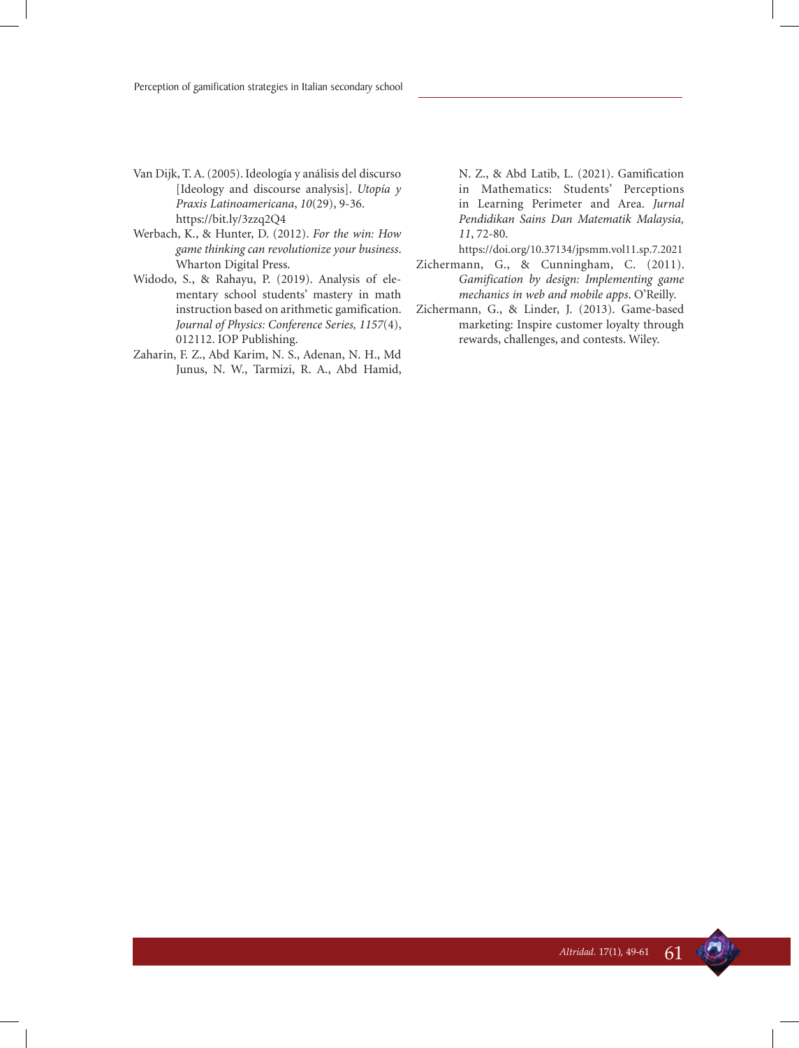Van Dijk, T. A. (2005). Ideología y análisis del discurso [Ideology and discourse analysis]. *Utopía y Praxis Latinoamericana*, *10*(29), 9-36. https://bit.ly/3zzq2Q4

Werbach, K., & Hunter, D. (2012). *For the win: How game thinking can revolutionize your business*. Wharton Digital Press.

Widodo, S., & Rahayu, P. (2019). Analysis of elementary school students' mastery in math instruction based on arithmetic gamification. *Journal of Physics: Conference Series, 1157*(4), 012112. IOP Publishing.

Zaharin, F. Z., Abd Karim, N. S., Adenan, N. H., Md Junus, N. W., Tarmizi, R. A., Abd Hamid, N. Z., & Abd Latib, L. (2021). Gamification in Mathematics: Students' Perceptions in Learning Perimeter and Area. *Jurnal Pendidikan Sains Dan Matematik Malaysia, 11*, 72-80. https://doi.org/10.37134/jpsmm.vol11.sp.7.2021

Zichermann, G., & Cunningham, C. (2011). *Gamification by design: Implementing game mechanics in web and mobile apps*. O'Reilly.

Zichermann, G., & Linder, J. (2013). Game-based marketing: Inspire customer loyalty through rewards, challenges, and contests. Wiley.